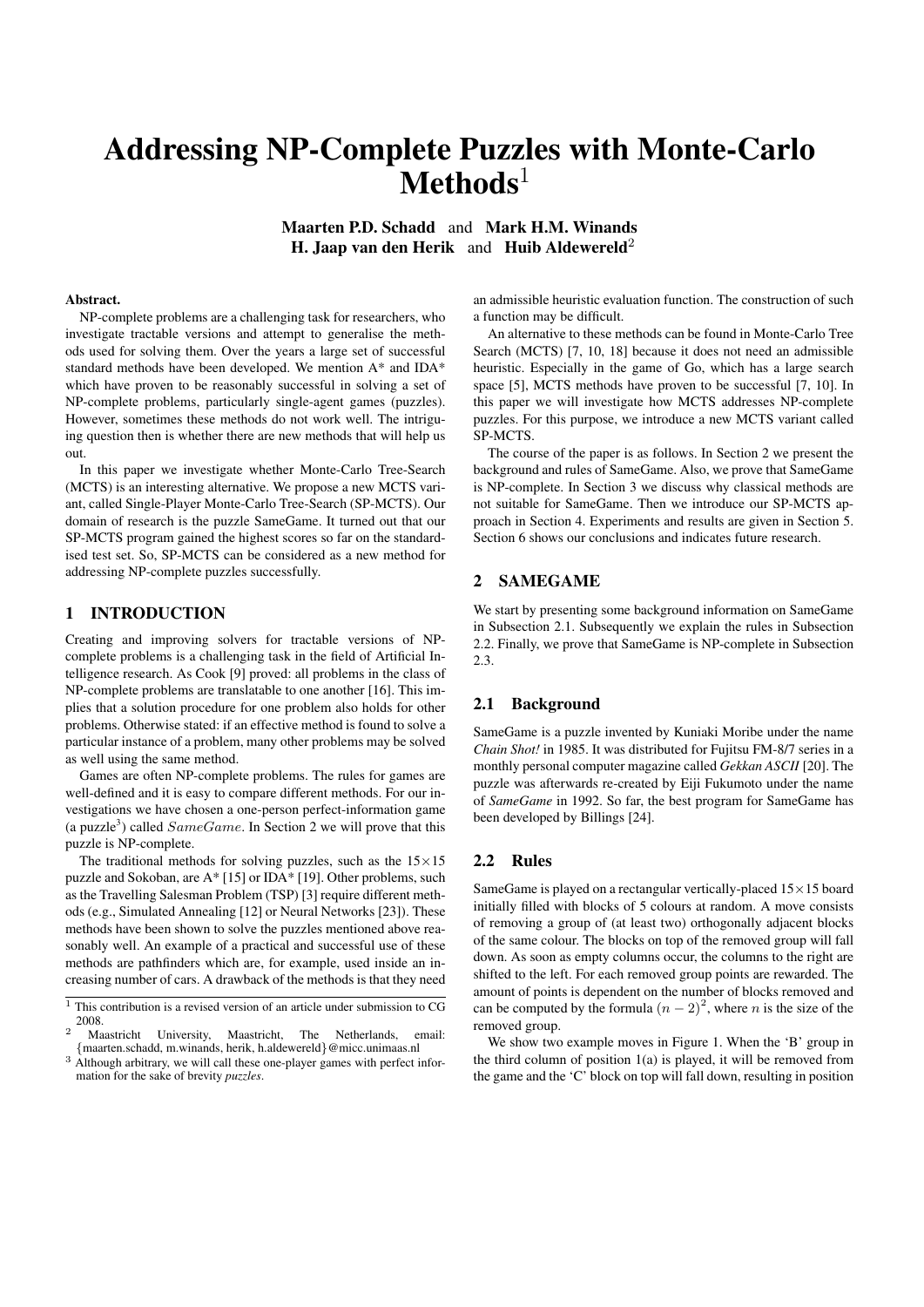# Addressing NP-Complete Puzzles with Monte-Carlo Methods[1]

**Maarten P.D. Schadd** and **Mark H.M. Winands**
**H. Jaap van den Herik** and **Huib Aldewereld**[2]

**Abstract.**

NP-complete problems are a challenging task for researchers, who investigate tractable versions and attempt to generalise the methods used for solving them. Over the years a large set of successful standard methods have been developed. We mention A* and IDA* which have proven to be reasonably successful in solving a set of NP-complete problems, particularly single-agent games (puzzles). However, sometimes these methods do not work well. The intriguing question then is whether there are new methods that will help us out.

In this paper we investigate whether Monte-Carlo Tree-Search (MCTS) is an interesting alternative. We propose a new MCTS variant, called Single-Player Monte-Carlo Tree-Search (SP-MCTS). Our domain of research is the puzzle SameGame. It turned out that our SP-MCTS program gained the highest scores so far on the standardised test set. So, SP-MCTS can be considered as a new method for addressing NP-complete puzzles successfully.

## 1 INTRODUCTION

Creating and improving solvers for tractable versions of NP-complete problems is a challenging task in the field of Artificial Intelligence research. As Cook [9] proved: all problems in the class of NP-complete problems are translatable to one another [16]. This implies that a solution procedure for one problem also holds for other problems. Otherwise stated: if an effective method is found to solve a particular instance of a problem, many other problems may be solved as well using the same method.

Games are often NP-complete problems. The rules for games are well-defined and it is easy to compare different methods. For our investigations we have chosen a one-person perfect-information game (a puzzle[3]) called $SameGame$. In Section 2 we will prove that this puzzle is NP-complete.

The traditional methods for solving puzzles, such as the $15 \times 15$ puzzle and Sokoban, are A* [15] or IDA* [19]. Other problems, such as the Travelling Salesman Problem (TSP) [3] require different methods (e.g., Simulated Annealing [12] or Neural Networks [23]). These methods have been shown to solve the puzzles mentioned above reasonably well. An example of a practical and successful use of these methods are pathfinders which are, for example, used inside an increasing number of cars. A drawback of the methods is that they need an admissible heuristic evaluation function. The construction of such a function may be difficult.

An alternative to these methods can be found in Monte-Carlo Tree Search (MCTS) [7, 10, 18] because it does not need an admissible heuristic. Especially in the game of Go, which has a large search space [5], MCTS methods have proven to be successful [7, 10]. In this paper we will investigate how MCTS addresses NP-complete puzzles. For this purpose, we introduce a new MCTS variant called SP-MCTS.

The course of the paper is as follows. In Section 2 we present the background and rules of SameGame. Also, we prove that SameGame is NP-complete. In Section 3 we discuss why classical methods are not suitable for SameGame. Then we introduce our SP-MCTS approach in Section 4. Experiments and results are given in Section 5. Section 6 shows our conclusions and indicates future research.

## 2 SAMEGAME

We start by presenting some background information on SameGame in Subsection 2.1. Subsequently we explain the rules in Subsection 2.2. Finally, we prove that SameGame is NP-complete in Subsection 2.3.

### 2.1 Background

SameGame is a puzzle invented by Kuniaki Moribe under the name *Chain Shot!* in 1985. It was distributed for Fujitsu FM-8/7 series in a monthly personal computer magazine called *Gekkan ASCII* [20]. The puzzle was afterwards re-created by Eiji Fukumoto under the name of *SameGame* in 1992. So far, the best program for SameGame has been developed by Billings [24].

### 2.2 Rules

SameGame is played on a rectangular vertically-placed $15 \times 15$ board initially filled with blocks of 5 colours at random. A move consists of removing a group of (at least two) orthogonally adjacent blocks of the same colour. The blocks on top of the removed group will fall down. As soon as empty columns occur, the columns to the right are shifted to the left. For each removed group points are rewarded. The amount of points is dependent on the number of blocks removed and can be computed by the formula $(n-2)^2$, where $n$ is the size of the removed group.

We show two example moves in Figure 1. When the 'B' group in the third column of position 1(a) is played, it will be removed from the game and the 'C' block on top will fall down, resulting in position

[1] This contribution is a revised version of an article under submission to CG 2008.

[2] Maastricht University, Maastricht, The Netherlands, email: {maarten.schadd, m.winands, herik, h.aldewereld}@micc.unimaas.nl

[3] Although arbitrary, we will call these one-player games with perfect information for the sake of brevity *puzzles*.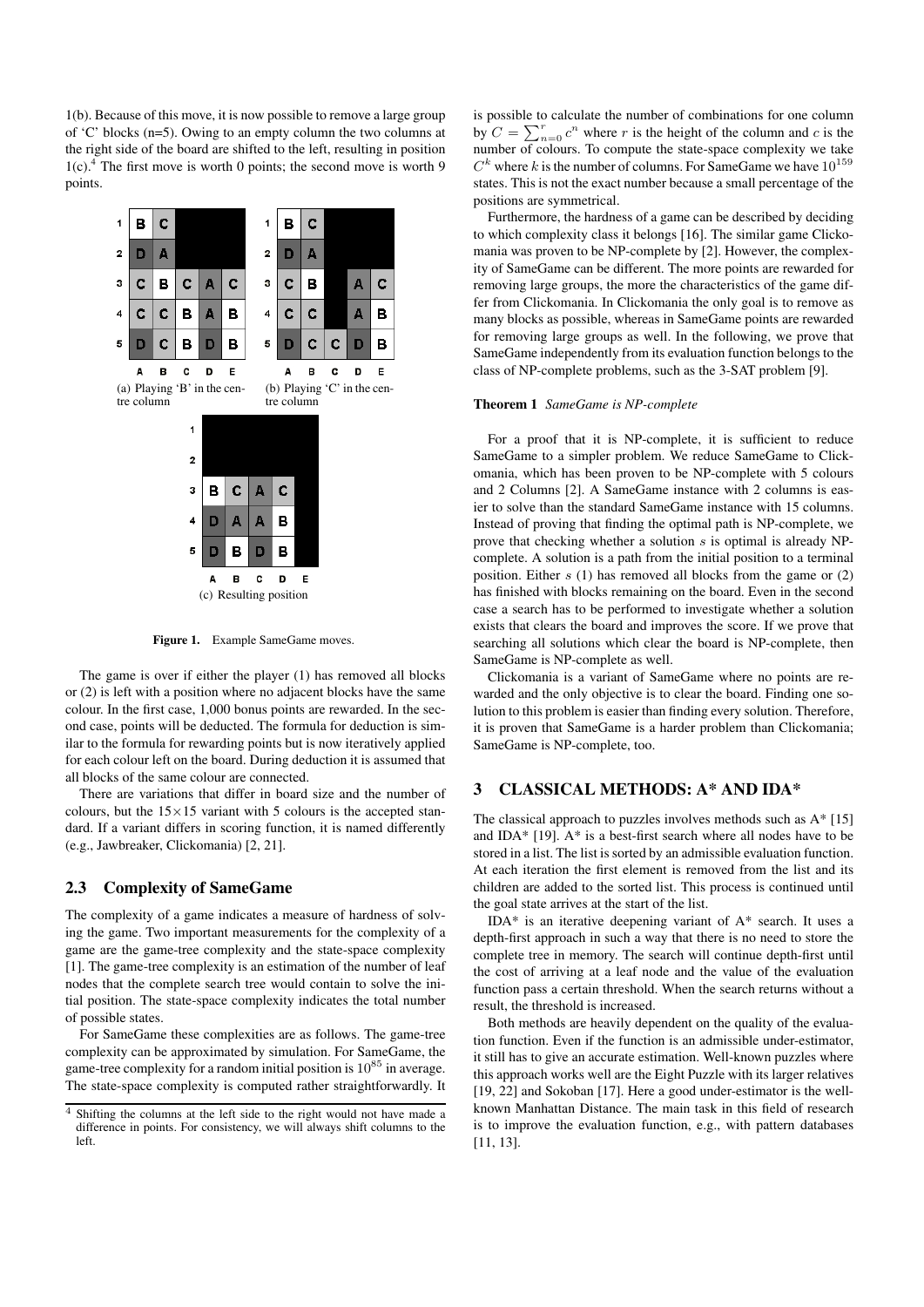1(b). Because of this move, it is now possible to remove a large group of 'C' blocks (n=5). Owing to an empty column the two columns at the right side of the board are shifted to the left, resulting in position 1(c).[4] The first move is worth 0 points; the second move is worth 9 points.

(a) Playing 'B' in the centre column

(b) Playing 'C' in the centre column

(c) Resulting position

**Figure 1.** Example SameGame moves.

The game is over if either the player (1) has removed all blocks or (2) is left with a position where no adjacent blocks have the same colour. In the first case, 1,000 bonus points are rewarded. In the second case, points will be deducted. The formula for deduction is similar to the formula for rewarding points but is now iteratively applied for each colour left on the board. During deduction it is assumed that all blocks of the same colour are connected.

There are variations that differ in board size and the number of colours, but the $15 \times 15$ variant with 5 colours is the accepted standard. If a variant differs in scoring function, it is named differently (e.g., Jawbreaker, Clickomania) [2, 21].

## 2.3 Complexity of SameGame

The complexity of a game indicates a measure of hardness of solving the game. Two important measurements for the complexity of a game are the game-tree complexity and the state-space complexity [1]. The game-tree complexity is an estimation of the number of leaf nodes that the complete search tree would contain to solve the initial position. The state-space complexity indicates the total number of possible states.

For SameGame these complexities are as follows. The game-tree complexity can be approximated by simulation. For SameGame, the game-tree complexity for a random initial position is $10^{85}$ in average. The state-space complexity is computed rather straightforwardly. It is possible to calculate the number of combinations for one column by $C = \sum_{n=0}^{r} c^n$ where $r$ is the height of the column and $c$ is the number of colours. To compute the state-space complexity we take $C^k$ where $k$ is the number of columns. For SameGame we have $10^{159}$ states. This is not the exact number because a small percentage of the positions are symmetrical.

Furthermore, the hardness of a game can be described by deciding to which complexity class it belongs [16]. The similar game Clickomania was proven to be NP-complete by [2]. However, the complexity of SameGame can be different. The more points are rewarded for removing large groups, the more the characteristics of the game differ from Clickomania. In Clickomania the only goal is to remove as many blocks as possible, whereas in SameGame points are rewarded for removing large groups as well. In the following, we prove that SameGame independently from its evaluation function belongs to the class of NP-complete problems, such as the 3-SAT problem [9].

**Theorem 1** *SameGame is NP-complete*

For a proof that it is NP-complete, it is sufficient to reduce SameGame to a simpler problem. We reduce SameGame to Clickomania, which has been proven to be NP-complete with 5 colours and 2 Columns [2]. A SameGame instance with 2 columns is easier to solve than the standard SameGame instance with 15 columns. Instead of proving that finding the optimal path is NP-complete, we prove that checking whether a solution $s$ is optimal is already NP-complete. A solution is a path from the initial position to a terminal position. Either $s$ (1) has removed all blocks from the game or (2) has finished with blocks remaining on the board. Even in the second case a search has to be performed to investigate whether a solution exists that clears the board and improves the score. If we prove that searching all solutions which clear the board is NP-complete, then SameGame is NP-complete as well.

Clickomania is a variant of SameGame where no points are rewarded and the only objective is to clear the board. Finding one solution to this problem is easier than finding every solution. Therefore, it is proven that SameGame is a harder problem than Clickomania; SameGame is NP-complete, too.

## 3 CLASSICAL METHODS: A* AND IDA*

The classical approach to puzzles involves methods such as A* [15] and IDA* [19]. A* is a best-first search where all nodes have to be stored in a list. The list is sorted by an admissible evaluation function. At each iteration the first element is removed from the list and its children are added to the sorted list. This process is continued until the goal state arrives at the start of the list.

IDA* is an iterative deepening variant of A* search. It uses a depth-first approach in such a way that there is no need to store the complete tree in memory. The search will continue depth-first until the cost of arriving at a leaf node and the value of the evaluation function pass a certain threshold. When the search returns without a result, the threshold is increased.

Both methods are heavily dependent on the quality of the evaluation function. Even if the function is an admissible under-estimator, it still has to give an accurate estimation. Well-known puzzles where this approach works well are the Eight Puzzle with its larger relatives [19, 22] and Sokoban [17]. Here a good under-estimator is the well-known Manhattan Distance. The main task in this field of research is to improve the evaluation function, e.g., with pattern databases [11, 13].

[4] Shifting the columns at the left side to the right would not have made a difference in points. For consistency, we will always shift columns to the left.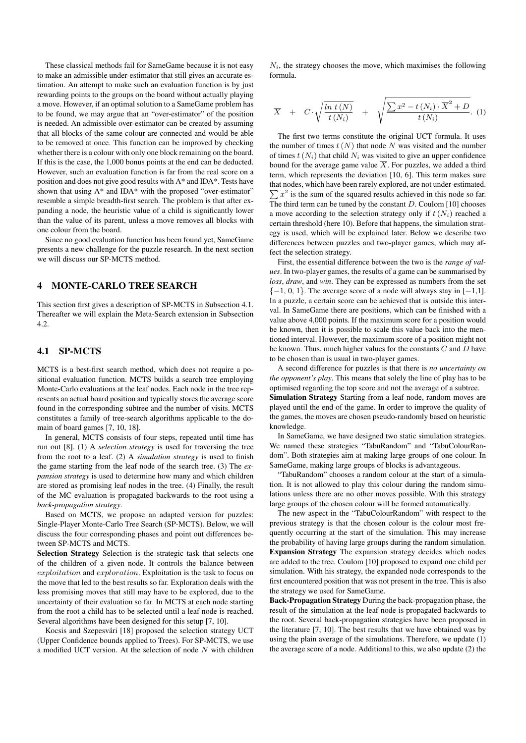These classical methods fail for SameGame because it is not easy to make an admissible under-estimator that still gives an accurate estimation. An attempt to make such an evaluation function is by just rewarding points to the groups on the board without actually playing a move. However, if an optimal solution to a SameGame problem has to be found, we may argue that an "over-estimator" of the position is needed. An admissible over-estimator can be created by assuming that all blocks of the same colour are connected and would be able to be removed at once. This function can be improved by checking whether there is a colour with only one block remaining on the board. If this is the case, the 1,000 bonus points at the end can be deducted. However, such an evaluation function is far from the real score on a position and does not give good results with A* and IDA*. Tests have shown that using A* and IDA* with the proposed "over-estimator" resemble a simple breadth-first search. The problem is that after expanding a node, the heuristic value of a child is significantly lower than the value of its parent, unless a move removes all blocks with one colour from the board.

Since no good evaluation function has been found yet, SameGame presents a new challenge for the puzzle research. In the next section we will discuss our SP-MCTS method.

## 4 MONTE-CARLO TREE SEARCH

This section first gives a description of SP-MCTS in Subsection 4.1. Thereafter we will explain the Meta-Search extension in Subsection 4.2.

### 4.1 SP-MCTS

MCTS is a best-first search method, which does not require a positional evaluation function. MCTS builds a search tree employing Monte-Carlo evaluations at the leaf nodes. Each node in the tree represents an actual board position and typically stores the average score found in the corresponding subtree and the number of visits. MCTS constitutes a family of tree-search algorithms applicable to the domain of board games [7, 10, 18].

In general, MCTS consists of four steps, repeated until time has run out [8]. (1) A *selection strategy* is used for traversing the tree from the root to a leaf. (2) A *simulation strategy* is used to finish the game starting from the leaf node of the search tree. (3) The *expansion strategy* is used to determine how many and which children are stored as promising leaf nodes in the tree. (4) Finally, the result of the MC evaluation is propagated backwards to the root using a *back-propagation strategy*.

Based on MCTS, we propose an adapted version for puzzles: Single-Player Monte-Carlo Tree Search (SP-MCTS). Below, we will discuss the four corresponding phases and point out differences between SP-MCTS and MCTS.

**Selection Strategy** Selection is the strategic task that selects one of the children of a given node. It controls the balance between $exploitation$ and $exploration$. Exploitation is the task to focus on the move that led to the best results so far. Exploration deals with the less promising moves that still may have to be explored, due to the uncertainty of their evaluation so far. In MCTS at each node starting from the root a child has to be selected until a leaf node is reached. Several algorithms have been designed for this setup [7, 10].

Kocsis and Szepesvári [18] proposed the selection strategy UCT (Upper Confidence bounds applied to Trees). For SP-MCTS, we use a modified UCT version. At the selection of node $N$ with children $N_i$, the strategy chooses the move, which maximises the following formula.

$$\overline{X} \quad + \quad C \cdot \sqrt{\frac{\ln t(N)}{t(N_i)}} \quad + \quad \sqrt{\frac{\sum x^2 - t(N_i) \cdot \overline{X}^2 + D}{t(N_i)}}. \quad (1)$$

The first two terms constitute the original UCT formula. It uses the number of times $t(N)$ that node $N$ was visited and the number of times $t(N_i)$ that child $N_i$ was visited to give an upper confidence bound for the average game value $\overline{X}$. For puzzles, we added a third term, which represents the deviation [10, 6]. This term makes sure that nodes, which have been rarely explored, are not under-estimated. $\sum x^2$ is the sum of the squared results achieved in this node so far. The third term can be tuned by the constant $D$. Coulom [10] chooses a move according to the selection strategy only if $t(N_i)$ reached a certain threshold (here 10). Before that happens, the simulation strategy is used, which will be explained later. Below we describe two differences between puzzles and two-player games, which may affect the selection strategy.

First, the essential difference between the two is the *range of values*. In two-player games, the results of a game can be summarised by *loss*, *draw*, and *win*. They can be expressed as numbers from the set $\{-1, 0, 1\}$. The average score of a node will always stay in $[-1,1]$. In a puzzle, a certain score can be achieved that is outside this interval. In SameGame there are positions, which can be finished with a value above 4,000 points. If the maximum score for a position would be known, then it is possible to scale this value back into the mentioned interval. However, the maximum score of a position might not be known. Thus, much higher values for the constants $C$ and $D$ have to be chosen than is usual in two-player games.

A second difference for puzzles is that there is *no uncertainty on the opponent's play*. This means that solely the line of play has to be optimised regarding the top score and not the average of a subtree.

**Simulation Strategy** Starting from a leaf node, random moves are played until the end of the game. In order to improve the quality of the games, the moves are chosen pseudo-randomly based on heuristic knowledge.

In SameGame, we have designed two static simulation strategies. We named these strategies "TabuRandom" and "TabuColourRandom". Both strategies aim at making large groups of one colour. In SameGame, making large groups of blocks is advantageous.

"TabuRandom" chooses a random colour at the start of a simulation. It is not allowed to play this colour during the random simulations unless there are no other moves possible. With this strategy large groups of the chosen colour will be formed automatically.

The new aspect in the "TabuColourRandom" with respect to the previous strategy is that the chosen colour is the colour most frequently occurring at the start of the simulation. This may increase the probability of having large groups during the random simulation.

**Expansion Strategy** The expansion strategy decides which nodes are added to the tree. Coulom [10] proposed to expand one child per simulation. With his strategy, the expanded node corresponds to the first encountered position that was not present in the tree. This is also the strategy we used for SameGame.

**Back-Propagation Strategy** During the back-propagation phase, the result of the simulation at the leaf node is propagated backwards to the root. Several back-propagation strategies have been proposed in the literature [7, 10]. The best results that we have obtained was by using the plain average of the simulations. Therefore, we update (1) the average score of a node. Additional to this, we also update (2) the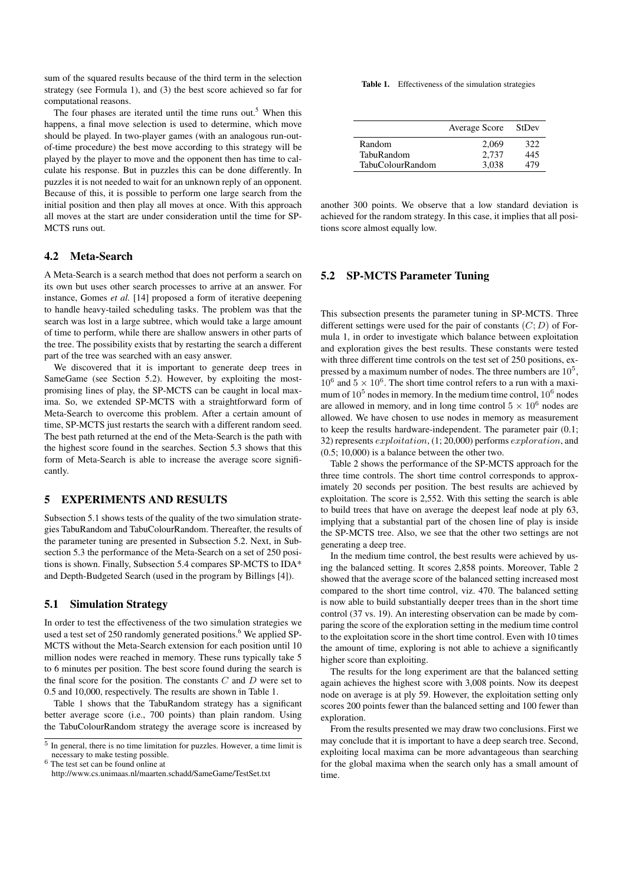sum of the squared results because of the third term in the selection strategy (see Formula 1), and (3) the best score achieved so far for computational reasons.

The four phases are iterated until the time runs out.[5] When this happens, a final move selection is used to determine, which move should be played. In two-player games (with an analogous run-out-of-time procedure) the best move according to this strategy will be played by the player to move and the opponent then has time to calculate his response. But in puzzles this can be done differently. In puzzles it is not needed to wait for an unknown reply of an opponent. Because of this, it is possible to perform one large search from the initial position and then play all moves at once. With this approach all moves at the start are under consideration until the time for SP-MCTS runs out.

### 4.2 Meta-Search

A Meta-Search is a search method that does not perform a search on its own but uses other search processes to arrive at an answer. For instance, Gomes *et al.* [14] proposed a form of iterative deepening to handle heavy-tailed scheduling tasks. The problem was that the search was lost in a large subtree, which would take a large amount of time to perform, while there are shallow answers in other parts of the tree. The possibility exists that by restarting the search a different part of the tree was searched with an easy answer.

We discovered that it is important to generate deep trees in SameGame (see Section 5.2). However, by exploiting the most-promising lines of play, the SP-MCTS can be caught in local maxima. So, we extended SP-MCTS with a straightforward form of Meta-Search to overcome this problem. After a certain amount of time, SP-MCTS just restarts the search with a different random seed. The best path returned at the end of the Meta-Search is the path with the highest score found in the searches. Section 5.3 shows that this form of Meta-Search is able to increase the average score significantly.

## 5 EXPERIMENTS AND RESULTS

Subsection 5.1 shows tests of the quality of the two simulation strategies TabuRandom and TabuColourRandom. Thereafter, the results of the parameter tuning are presented in Subsection 5.2. Next, in Subsection 5.3 the performance of the Meta-Search on a set of 250 positions is shown. Finally, Subsection 5.4 compares SP-MCTS to IDA* and Depth-Budgeted Search (used in the program by Billings [4]).

### 5.1 Simulation Strategy

In order to test the effectiveness of the two simulation strategies we used a test set of 250 randomly generated positions.[6] We applied SP-MCTS without the Meta-Search extension for each position until 10 million nodes were reached in memory. These runs typically take 5 to 6 minutes per position. The best score found during the search is the final score for the position. The constants $C$ and $D$ were set to 0.5 and 10,000, respectively. The results are shown in Table 1.

Table 1 shows that the TabuRandom strategy has a significant better average score (i.e., 700 points) than plain random. Using the TabuColourRandom strategy the average score is increased by another 300 points. We observe that a low standard deviation is achieved for the random strategy. In this case, it implies that all positions score almost equally low.

**Table 1.** Effectiveness of the simulation strategies

| | Average Score | StDev |
|---|---|---|
| Random | 2,069 | 322 |
| TabuRandom | 2,737 | 445 |
| TabuColourRandom | 3,038 | 479 |

### 5.2 SP-MCTS Parameter Tuning

This subsection presents the parameter tuning in SP-MCTS. Three different settings were used for the pair of constants $(C; D)$ of Formula 1, in order to investigate which balance between exploitation and exploration gives the best results. These constants were tested with three different time controls on the test set of 250 positions, expressed by a maximum number of nodes. The three numbers are $10^5$, $10^6$ and $5 \times 10^6$. The short time control refers to a run with a maximum of $10^5$ nodes in memory. In the medium time control, $10^6$ nodes are allowed in memory, and in long time control $5 \times 10^6$ nodes are allowed. We have chosen to use nodes in memory as measurement to keep the results hardware-independent. The parameter pair (0.1; 32) represents $exploitation$, (1; 20,000) performs $exploration$, and (0.5; 10,000) is a balance between the other two.

Table 2 shows the performance of the SP-MCTS approach for the three time controls. The short time control corresponds to approximately 20 seconds per position. The best results are achieved by exploitation. The score is 2,552. With this setting the search is able to build trees that have on average the deepest leaf node at ply 63, implying that a substantial part of the chosen line of play is inside the SP-MCTS tree. Also, we see that the other two settings are not generating a deep tree.

In the medium time control, the best results were achieved by using the balanced setting. It scores 2,858 points. Moreover, Table 2 showed that the average score of the balanced setting increased most compared to the short time control, viz. 470. The balanced setting is now able to build substantially deeper trees than in the short time control (37 vs. 19). An interesting observation can be made by comparing the score of the exploration setting in the medium time control to the exploitation score in the short time control. Even with 10 times the amount of time, exploring is not able to achieve a significantly higher score than exploiting.

The results for the long experiment are that the balanced setting again achieves the highest score with 3,008 points. Now its deepest node on average is at ply 59. However, the exploitation setting only scores 200 points fewer than the balanced setting and 100 fewer than exploration.

From the results presented we may draw two conclusions. First we may conclude that it is important to have a deep search tree. Second, exploiting local maxima can be more advantageous than searching for the global maxima when the search only has a small amount of time.

[5] In general, there is no time limitation for puzzles. However, a time limit is necessary to make testing possible.

[6] The test set can be found online at http://www.cs.unimaas.nl/maarten.schadd/SameGame/TestSet.txt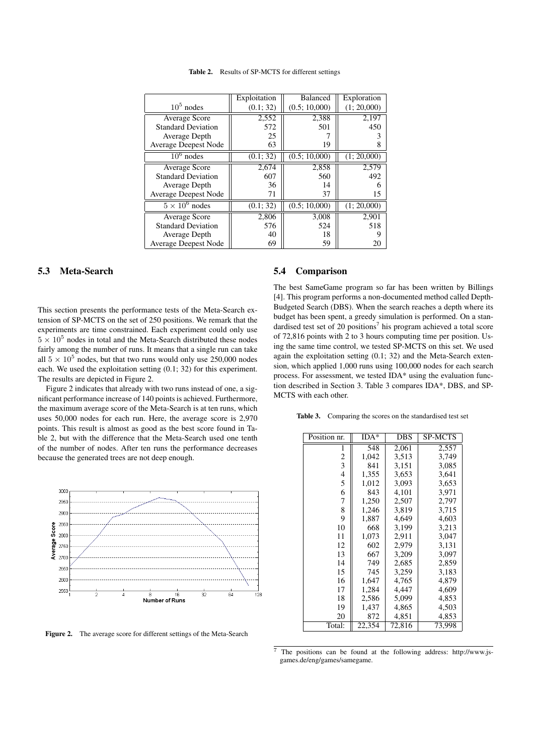**Table 2.** Results of SP-MCTS for different settings

| $10^5$ nodes | Exploitation (0.1; 32) | Balanced (0.5; 10,000) | Exploration (1; 20,000) |
|---|---|---|---|
| Average Score | 2,552 | 2,388 | 2,197 |
| Standard Deviation | 572 | 501 | 450 |
| Average Depth | 25 | 7 | 3 |
| Average Deepest Node | 63 | 19 | 8 |
| $10^6$ nodes | (0.1; 32) | (0.5; 10,000) | (1; 20,000) |
| Average Score | 2,674 | 2,858 | 2,579 |
| Standard Deviation | 607 | 560 | 492 |
| Average Depth | 36 | 14 | 6 |
| Average Deepest Node | 71 | 37 | 15 |
| $5 \times 10^6$ nodes | (0.1; 32) | (0.5; 10,000) | (1; 20,000) |
| Average Score | 2,806 | 3,008 | 2,901 |
| Standard Deviation | 576 | 524 | 518 |
| Average Depth | 40 | 18 | 9 |
| Average Deepest Node | 69 | 59 | 20 |

### 5.3 Meta-Search

This section presents the performance tests of the Meta-Search extension of SP-MCTS on the set of 250 positions. We remark that the experiments are time constrained. Each experiment could only use $5 \times 10^5$ nodes in total and the Meta-Search distributed these nodes fairly among the number of runs. It means that a single run can take all $5 \times 10^5$ nodes, but that two runs would only use 250,000 nodes each. We used the exploitation setting (0.1; 32) for this experiment. The results are depicted in Figure 2.

Figure 2 indicates that already with two runs instead of one, a significant performance increase of 140 points is achieved. Furthermore, the maximum average score of the Meta-Search is at ten runs, which uses 50,000 nodes for each run. Here, the average score is 2,970 points. This result is almost as good as the best score found in Table 2, but with the difference that the Meta-Search used one tenth of the number of nodes. After ten runs the performance decreases because the generated trees are not deep enough.

**Figure 2.** The average score for different settings of the Meta-Search

### 5.4 Comparison

The best SameGame program so far has been written by Billings [4]. This program performs a non-documented method called Depth-Budgeted Search (DBS). When the search reaches a depth where its budget has been spent, a greedy simulation is performed. On a standardised test set of 20 positions[7] his program achieved a total score of 72,816 points with 2 to 3 hours computing time per position. Using the same time control, we tested SP-MCTS on this set. We used again the exploitation setting (0.1; 32) and the Meta-Search extension, which applied 1,000 runs using 100,000 nodes for each search process. For assessment, we tested IDA* using the evaluation function described in Section 3. Table 3 compares IDA*, DBS, and SP-MCTS with each other.

**Table 3.** Comparing the scores on the standardised test set

| Position nr. | IDA* | DBS | SP-MCTS |
|---|---|---|---|
| 1 | 548 | 2,061 | 2,557 |
| 2 | 1,042 | 3,513 | 3,749 |
| 3 | 841 | 3,151 | 3,085 |
| 4 | 1,355 | 3,653 | 3,641 |
| 5 | 1,012 | 3,093 | 3,653 |
| 6 | 843 | 4,101 | 3,971 |
| 7 | 1,250 | 2,507 | 2,797 |
| 8 | 1,246 | 3,819 | 3,715 |
| 9 | 1,887 | 4,649 | 4,603 |
| 10 | 668 | 3,199 | 3,213 |
| 11 | 1,073 | 2,911 | 3,047 |
| 12 | 602 | 2,979 | 3,131 |
| 13 | 667 | 3,209 | 3,097 |
| 14 | 749 | 2,685 | 2,859 |
| 15 | 745 | 3,259 | 3,183 |
| 16 | 1,647 | 4,765 | 4,879 |
| 17 | 1,284 | 4,447 | 4,609 |
| 18 | 2,586 | 5,099 | 4,853 |
| 19 | 1,437 | 4,865 | 4,503 |
| 20 | 872 | 4,851 | 4,853 |
| Total: | 22,354 | 72,816 | 73,998 |

[7] The positions can be found at the following address: http://www.js-games.de/eng/games/samegame.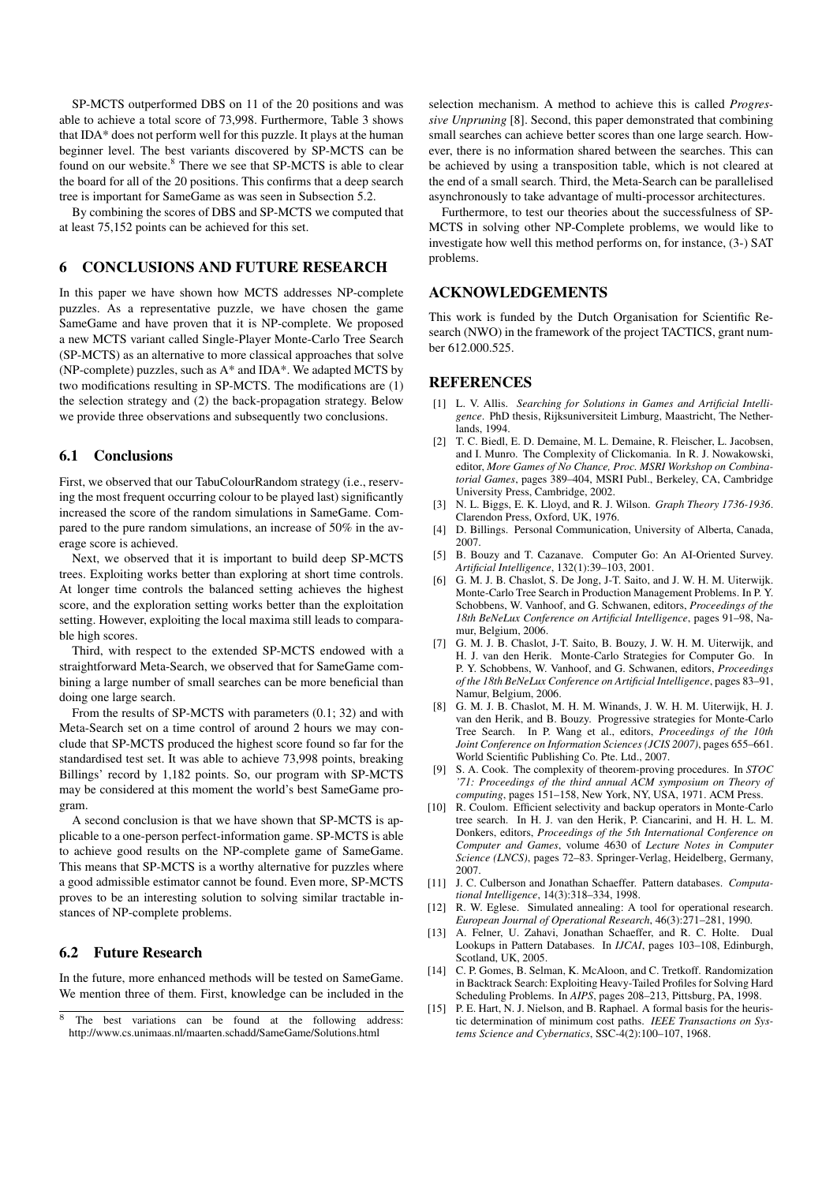SP-MCTS outperformed DBS on 11 of the 20 positions and was able to achieve a total score of 73,998. Furthermore, Table 3 shows that IDA* does not perform well for this puzzle. It plays at the human beginner level. The best variants discovered by SP-MCTS can be found on our website.[8] There we see that SP-MCTS is able to clear the board for all of the 20 positions. This confirms that a deep search tree is important for SameGame as was seen in Subsection 5.2.

By combining the scores of DBS and SP-MCTS we computed that at least 75,152 points can be achieved for this set.

## 6 CONCLUSIONS AND FUTURE RESEARCH

In this paper we have shown how MCTS addresses NP-complete puzzles. As a representative puzzle, we have chosen the game SameGame and have proven that it is NP-complete. We proposed a new MCTS variant called Single-Player Monte-Carlo Tree Search (SP-MCTS) as an alternative to more classical approaches that solve (NP-complete) puzzles, such as A* and IDA*. We adapted MCTS by two modifications resulting in SP-MCTS. The modifications are (1) the selection strategy and (2) the back-propagation strategy. Below we provide three observations and subsequently two conclusions.

### 6.1 Conclusions

First, we observed that our TabuColourRandom strategy (i.e., reserving the most frequent occurring colour to be played last) significantly increased the score of the random simulations in SameGame. Compared to the pure random simulations, an increase of 50% in the average score is achieved.

Next, we observed that it is important to build deep SP-MCTS trees. Exploiting works better than exploring at short time controls. At longer time controls the balanced setting achieves the highest score, and the exploration setting works better than the exploitation setting. However, exploiting the local maxima still leads to comparable high scores.

Third, with respect to the extended SP-MCTS endowed with a straightforward Meta-Search, we observed that for SameGame combining a large number of small searches can be more beneficial than doing one large search.

From the results of SP-MCTS with parameters (0.1; 32) and with Meta-Search set on a time control of around 2 hours we may conclude that SP-MCTS produced the highest score found so far for the standardised test set. It was able to achieve 73,998 points, breaking Billings' record by 1,182 points. So, our program with SP-MCTS may be considered at this moment the world's best SameGame program.

A second conclusion is that we have shown that SP-MCTS is applicable to a one-person perfect-information game. SP-MCTS is able to achieve good results on the NP-complete game of SameGame. This means that SP-MCTS is a worthy alternative for puzzles where a good admissible estimator cannot be found. Even more, SP-MCTS proves to be an interesting solution to solving similar tractable instances of NP-complete problems.

### 6.2 Future Research

In the future, more enhanced methods will be tested on SameGame. We mention three of them. First, knowledge can be included in the selection mechanism. A method to achieve this is called *Progressive Unpruning* [8]. Second, this paper demonstrated that combining small searches can achieve better scores than one large search. However, there is no information shared between the searches. This can be achieved by using a transposition table, which is not cleared at the end of a small search. Third, the Meta-Search can be parallelised asynchronously to take advantage of multi-processor architectures.

Furthermore, to test our theories about the successfulness of SP-MCTS in solving other NP-Complete problems, we would like to investigate how well this method performs on, for instance, (3-) SAT problems.

[8] The best variations can be found at the following address: http://www.cs.unimaas.nl/maarten.schadd/SameGame/Solutions.html

## ACKNOWLEDGEMENTS

This work is funded by the Dutch Organisation for Scientific Research (NWO) in the framework of the project TACTICS, grant number 612.000.525.

## REFERENCES

[1] L. V. Allis. *Searching for Solutions in Games and Artificial Intelligence*. PhD thesis, Rijksuniversiteit Limburg, Maastricht, The Netherlands, 1994.

[2] T. C. Biedl, E. D. Demaine, M. L. Demaine, R. Fleischer, L. Jacobsen, and I. Munro. The Complexity of Clickomania. In R. J. Nowakowski, editor, *More Games of No Chance, Proc. MSRI Workshop on Combinatorial Games*, pages 389–404, MSRI Publ., Berkeley, CA, Cambridge University Press, Cambridge, 2002.

[3] N. L. Biggs, E. K. Lloyd, and R. J. Wilson. *Graph Theory 1736-1936*. Clarendon Press, Oxford, UK, 1976.

[4] D. Billings. Personal Communication, University of Alberta, Canada, 2007.

[5] B. Bouzy and T. Cazanave. Computer Go: An AI-Oriented Survey. *Artificial Intelligence*, 132(1):39–103, 2001.

[6] G. M. J. B. Chaslot, S. De Jong, J-T. Saito, and J. W. H. M. Uiterwijk. Monte-Carlo Tree Search in Production Management Problems. In P. Y. Schobbens, W. Vanhoof, and G. Schwanen, editors, *Proceedings of the 18th BeNeLux Conference on Artificial Intelligence*, pages 91–98, Namur, Belgium, 2006.

[7] G. M. J. B. Chaslot, J-T. Saito, B. Bouzy, J. W. H. M. Uiterwijk, and H. J. van den Herik. Monte-Carlo Strategies for Computer Go. In P. Y. Schobbens, W. Vanhoof, and G. Schwanen, editors, *Proceedings of the 18th BeNeLux Conference on Artificial Intelligence*, pages 83–91, Namur, Belgium, 2006.

[8] G. M. J. B. Chaslot, M. H. M. Winands, J. W. H. M. Uiterwijk, H. J. van den Herik, and B. Bouzy. Progressive strategies for Monte-Carlo Tree Search. In P. Wang et al., editors, *Proceedings of the 10th Joint Conference on Information Sciences (JCIS 2007)*, pages 655–661. World Scientific Publishing Co. Pte. Ltd., 2007.

[9] S. A. Cook. The complexity of theorem-proving procedures. In *STOC '71: Proceedings of the third annual ACM symposium on Theory of computing*, pages 151–158, New York, NY, USA, 1971. ACM Press.

[10] R. Coulom. Efficient selectivity and backup operators in Monte-Carlo tree search. In H. J. van den Herik, P. Ciancarini, and H. H. L. M. Donkers, editors, *Proceedings of the 5th International Conference on Computer and Games*, volume 4630 of *Lecture Notes in Computer Science (LNCS)*, pages 72–83. Springer-Verlag, Heidelberg, Germany, 2007.

[11] J. C. Culberson and Jonathan Schaeffer. Pattern databases. *Computational Intelligence*, 14(3):318–334, 1998.

[12] R. W. Eglese. Simulated annealing: A tool for operational research. *European Journal of Operational Research*, 46(3):271–281, 1990.

[13] A. Felner, U. Zahavi, Jonathan Schaeffer, and R. C. Holte. Dual Lookups in Pattern Databases. In *IJCAI*, pages 103–108, Edinburgh, Scotland, UK, 2005.

[14] C. P. Gomes, B. Selman, K. McAloon, and C. Tretkoff. Randomization in Backtrack Search: Exploiting Heavy-Tailed Profiles for Solving Hard Scheduling Problems. In *AIPS*, pages 208–213, Pittsburg, PA, 1998.

[15] P. E. Hart, N. J. Nielson, and B. Raphael. A formal basis for the heuristic determination of minimum cost paths. *IEEE Transactions on Systems Science and Cybernatics*, SSC-4(2):100–107, 1968.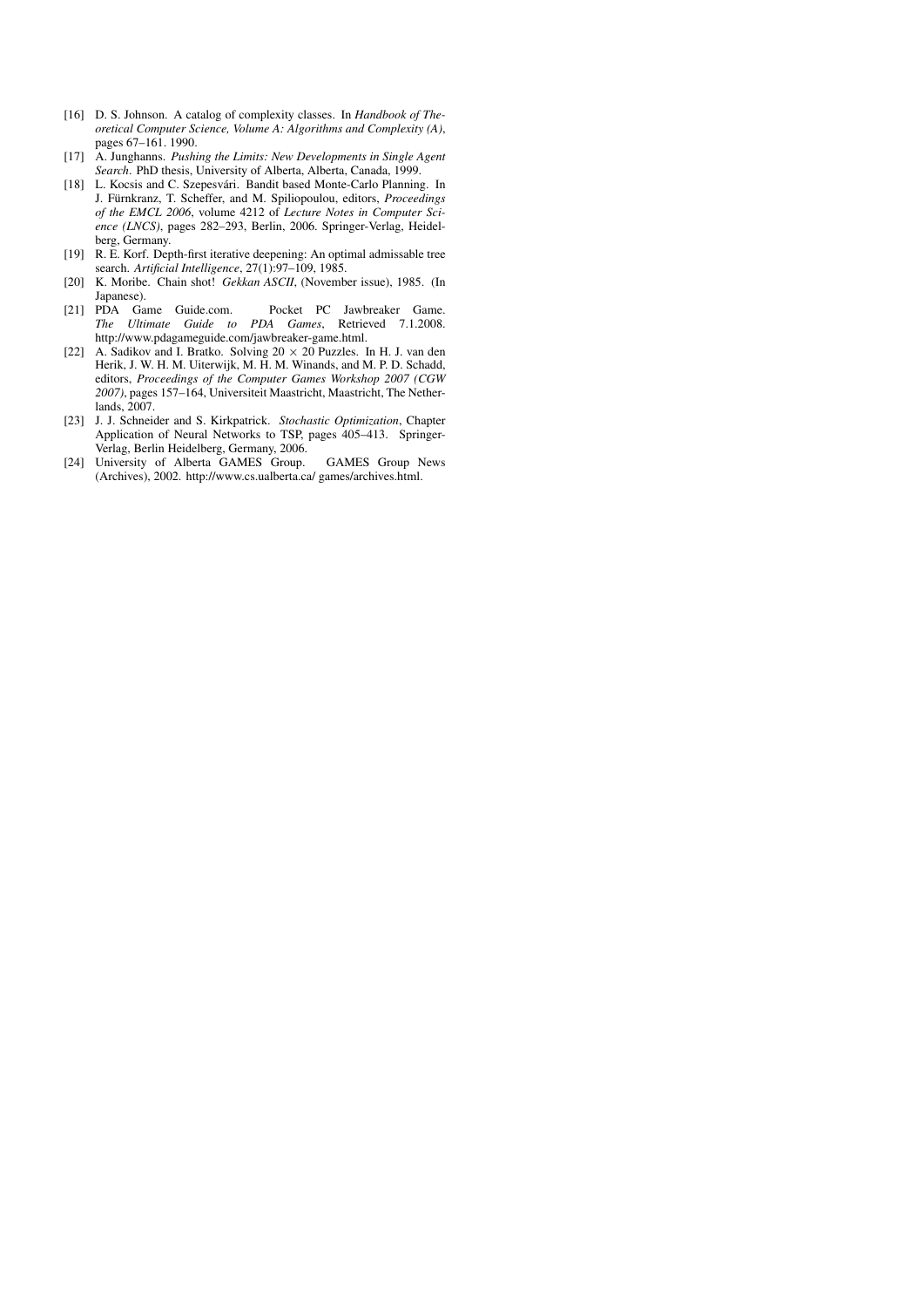[16] D. S. Johnson. A catalog of complexity classes. In *Handbook of Theoretical Computer Science, Volume A: Algorithms and Complexity (A)*, pages 67–161. 1990.

[17] A. Junghanns. *Pushing the Limits: New Developments in Single Agent Search*. PhD thesis, University of Alberta, Alberta, Canada, 1999.

[18] L. Kocsis and C. Szepesvári. Bandit based Monte-Carlo Planning. In J. Fürnkranz, T. Scheffer, and M. Spiliopoulou, editors, *Proceedings of the EMCL 2006*, volume 4212 of *Lecture Notes in Computer Science (LNCS)*, pages 282–293, Berlin, 2006. Springer-Verlag, Heidelberg, Germany.

[19] R. E. Korf. Depth-first iterative deepening: An optimal admissable tree search. *Artificial Intelligence*, 27(1):97–109, 1985.

[20] K. Moribe. Chain shot! *Gekkan ASCII*, (November issue), 1985. (In Japanese).

[21] PDA Game Guide.com. Pocket PC Jawbreaker Game. *The Ultimate Guide to PDA Games*, Retrieved 7.1.2008. http://www.pdagameguide.com/jawbreaker-game.html.

[22] A. Sadikov and I. Bratko. Solving 20 × 20 Puzzles. In H. J. van den Herik, J. W. H. M. Uiterwijk, M. H. M. Winands, and M. P. D. Schadd, editors, *Proceedings of the Computer Games Workshop 2007 (CGW 2007)*, pages 157–164, Universiteit Maastricht, Maastricht, The Netherlands, 2007.

[23] J. J. Schneider and S. Kirkpatrick. *Stochastic Optimization*, Chapter Application of Neural Networks to TSP, pages 405–413. Springer-Verlag, Berlin Heidelberg, Germany, 2006.

[24] University of Alberta GAMES Group. GAMES Group News (Archives), 2002. http://www.cs.ualberta.ca/ games/archives.html.